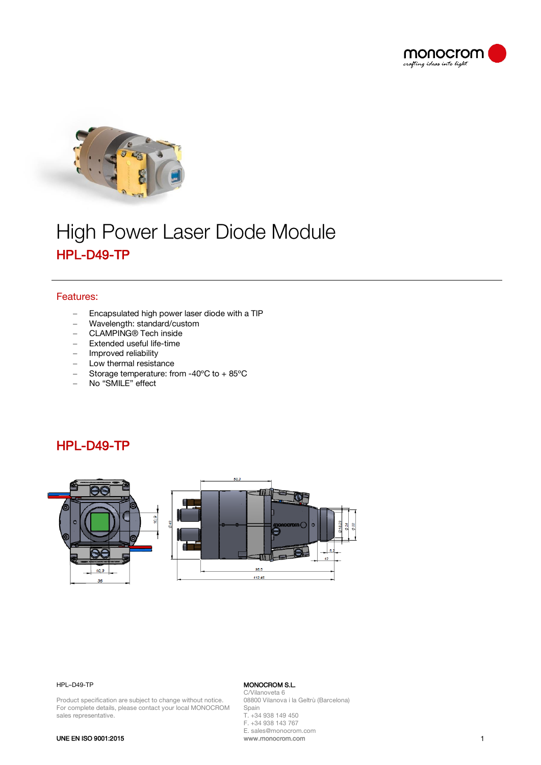# High Power Laser Diode Module

## HPL-D49-TP

### Features:

- Encapsulated high power laser diode with a TIP
- Wavelength: standard/custom
- CLAMPING® Tech inside
- Extended useful life-time
- Improved reliability
- Low thermal resistance
- Storage temperature: from -40ºC to + 85ºC
- No "SMILE" effect

## HPL-D49-TP

HPL–D49-TP

Product specification are subject to change without notice.
For complete details, please contact your local MONOCROM sales representative.

UNE EN ISO 9001:2015

**MONOCROM S.L.**
C/Vilanoveta 6
08800 Vilanova i la Geltrù (Barcelona)
Spain
T. +34 938 149 450
F. +34 938 143 767
E. sales@monocrom.com
www.monocrom.com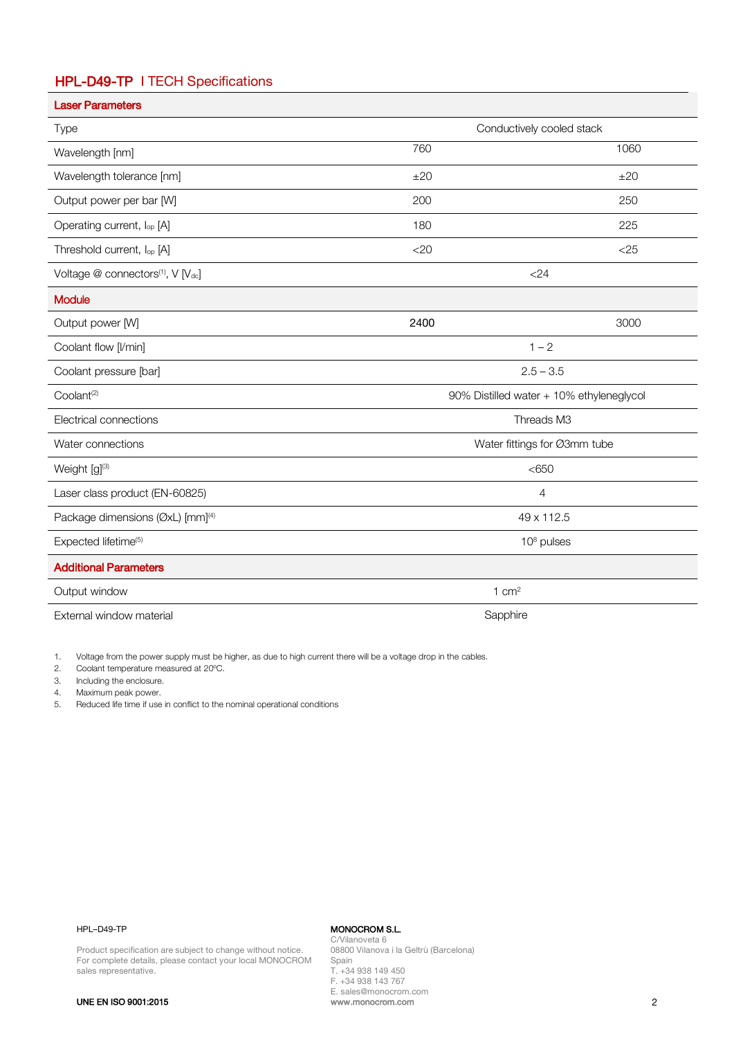## HPL-D49-TP I TECH Specifications

| Laser Parameters | | |
|---|---|---|
| Type | Conductively cooled stack | |
| Wavelength [nm] | 760 | 1060 |
| Wavelength tolerance [nm] | ±20 | ±20 |
| Output power per bar [W] | 200 | 250 |
| Operating current, $I_{op}$ [A] | 180 | 225 |
| Threshold current, $I_{op}$ [A] | <20 | <25 |
| Voltage @ connectors[1], V [$V_{dc}$] | <24 | |
| **Module** | | |
| Output power [W] | 2400 | 3000 |
| Coolant flow [l/min] | 1 – 2 | |
| Coolant pressure [bar] | 2.5 – 3.5 | |
| Coolant[2] | 90% Distilled water + 10% ethyleneglycol | |
| Electrical connections | Threads M3 | |
| Water connections | Water fittings for Ø3mm tube | |
| Weight [g][3] | <650 | |
| Laser class product (EN-60825) | 4 | |
| Package dimensions (ØxL) [mm][4] | 49 x 112.5 | |
| Expected lifetime[5] | $10^8$ pulses | |
| **Additional Parameters** | | |
| Output window | 1 $cm^2$ | |
| External window material | Sapphire | |

1. Voltage from the power supply must be higher, as due to high current there will be a voltage drop in the cables.
2. Coolant temperature measured at 20ºC.
3. Including the enclosure.
4. Maximum peak power.
5. Reduced life time if use in conflict to the nominal operational conditions

HPL–D49-TP

Product specification are subject to change without notice. For complete details, please contact your local MONOCROM sales representative.

UNE EN ISO 9001:2015

**MONOCROM S.L.**
C/Vilanoveta 6
08800 Vilanova i la Geltrù (Barcelona)
Spain
T. +34 938 149 450
F. +34 938 143 767
E. sales@monocrom.com
www.monocrom.com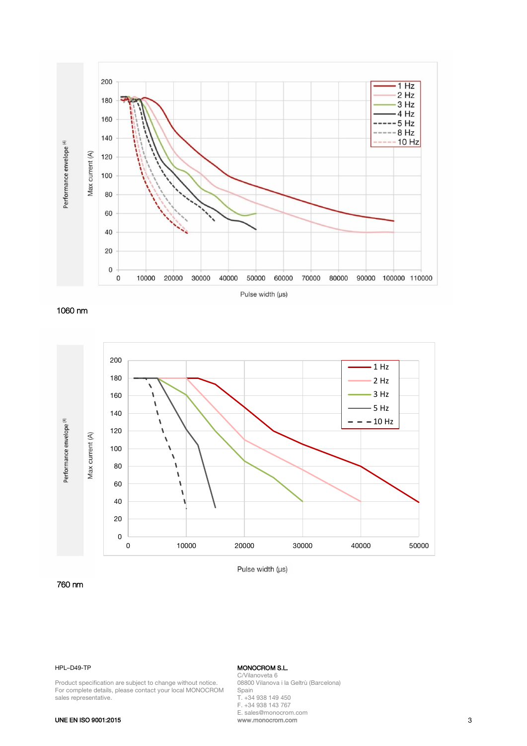Performance envelope [4]

Max current (A)

200
180
160
140
120
100
80
60
40
20
0

0 10000 20000 30000 40000 50000 60000 70000 80000 90000 100000 110000

Pulse width (µs)

1 Hz
2 Hz
3 Hz
4 Hz
5 Hz
8 Hz
10 Hz

1060 nm

Performance envelope [4]

Max current (A)

200
180
160
140
120
100
80
60
40
20
0

0 10000 20000 30000 40000 50000

Pulse width (µs)

1 Hz
2 Hz
3 Hz
5 Hz
10 Hz

760 nm

HPL–D49-TP

Product specification are subject to change without notice.
For complete details, please contact your local MONOCROM sales representative.

**UNE EN ISO 9001:2015**

**MONOCROM S.L.**
C/Vilanoveta 6
08800 Vilanova i la Geltrù (Barcelona)
Spain
T. +34 938 149 450
F. +34 938 143 767
E. sales@monocrom.com
**www.monocrom.com**